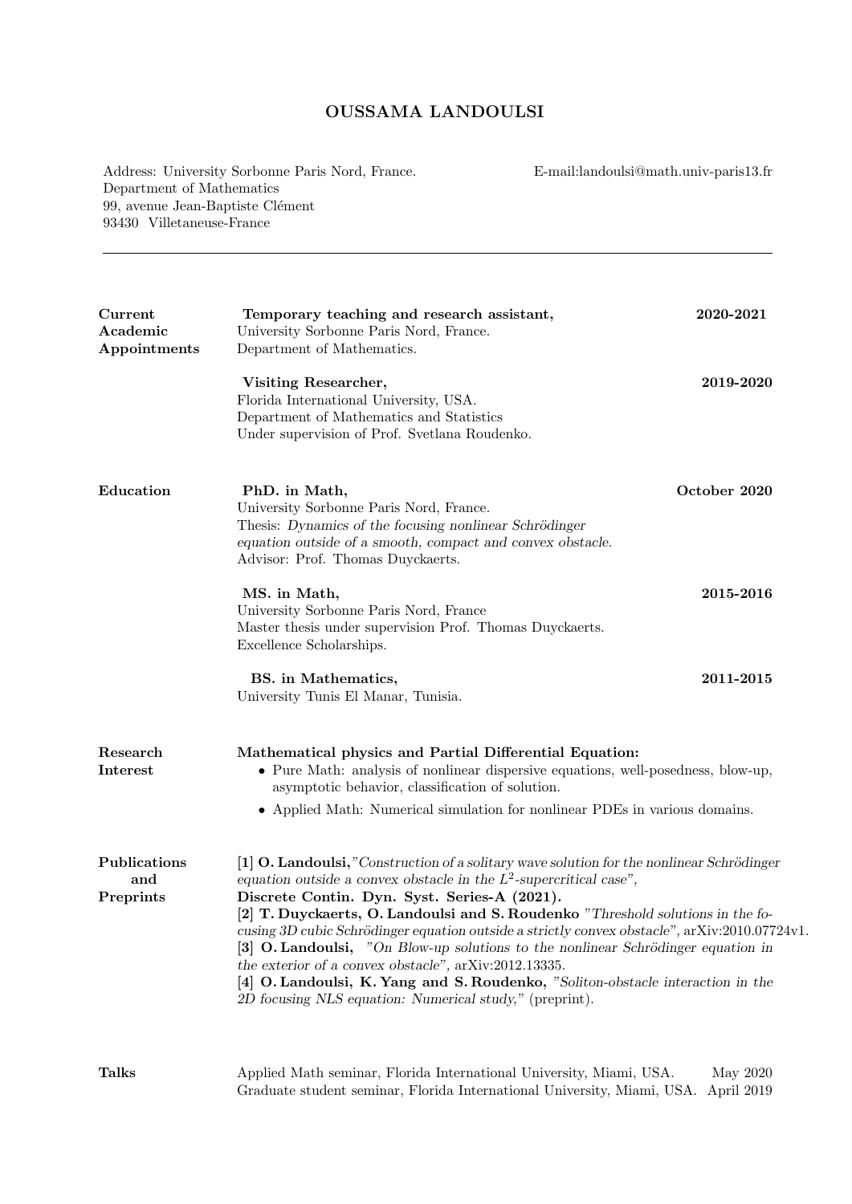# OUSSAMA LANDOULSI

Address: University Sorbonne Paris Nord, France.
Department of Mathematics
99, avenue Jean-Baptiste Clément
93430 Villetaneuse-France

E-mail:landoulsi@math.univ-paris13.fr

---

## Current Academic Appointments

**Temporary teaching and research assistant,** **2020-2021**
University Sorbonne Paris Nord, France.
Department of Mathematics.

**Visiting Researcher,** **2019-2020**
Florida International University, USA.
Department of Mathematics and Statistics
Under supervision of Prof. Svetlana Roudenko.

## Education

**PhD. in Math,** **October 2020**
University Sorbonne Paris Nord, France.
Thesis: *Dynamics of the focusing nonlinear Schrödinger equation outside of a smooth, compact and convex obstacle.*
Advisor: Prof. Thomas Duyckaerts.

**MS. in Math,** **2015-2016**
University Sorbonne Paris Nord, France
Master thesis under supervision Prof. Thomas Duyckaerts.
Excellence Scholarships.

**BS. in Mathematics,** **2011-2015**
University Tunis El Manar, Tunisia.

## Research Interest

**Mathematical physics and Partial Differential Equation:**

- Pure Math: analysis of nonlinear dispersive equations, well-posedness, blow-up, asymptotic behavior, classification of solution.
- Applied Math: Numerical simulation for nonlinear PDEs in various domains.

## Publications and Preprints

[1] **O. Landoulsi,**"*Construction of a solitary wave solution for the nonlinear Schrödinger equation outside a convex obstacle in the $L^2$-supercritical case*",
**Discrete Contin. Dyn. Syst. Series-A (2021).**
[2] **T. Duyckaerts, O. Landoulsi and S. Roudenko** "*Threshold solutions in the focusing 3D cubic Schrödinger equation outside a strictly convex obstacle*", arXiv:2010.07724v1.
[3] **O. Landoulsi,** "*On Blow-up solutions to the nonlinear Schrödinger equation in the exterior of a convex obstacle*", arXiv:2012.13335.
[4] **O. Landoulsi, K. Yang and S. Roudenko,** "*Soliton-obstacle interaction in the 2D focusing NLS equation: Numerical study,*" (preprint).

## Talks

Applied Math seminar, Florida International University, Miami, USA. May 2020
Graduate student seminar, Florida International University, Miami, USA. April 2019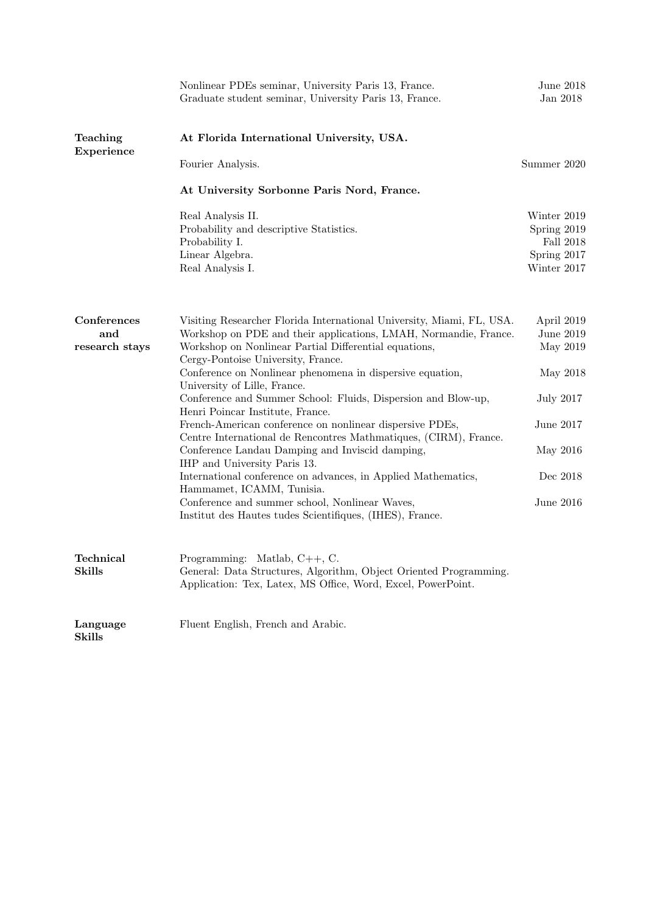Nonlinear PDEs seminar, University Paris 13, France. June 2018
Graduate student seminar, University Paris 13, France. Jan 2018

## Teaching Experience

**At Florida International University, USA.**

Fourier Analysis. Summer 2020

**At University Sorbonne Paris Nord, France.**

Real Analysis II. Winter 2019
Probability and descriptive Statistics. Spring 2019
Probability I. Fall 2018
Linear Algebra. Spring 2017
Real Analysis I. Winter 2017

## Conferences and research stays

Visiting Researcher Florida International University, Miami, FL, USA. April 2019
Workshop on PDE and their applications, LMAH, Normandie, France. June 2019
Workshop on Nonlinear Partial Differential equations, Cergy-Pontoise University, France. May 2019
Conference on Nonlinear phenomena in dispersive equation, University of Lille, France. May 2018
Conference and Summer School: Fluids, Dispersion and Blow-up, Henri Poincar Institute, France. July 2017
French-American conference on nonlinear dispersive PDEs, Centre International de Rencontres Mathmatiques, (CIRM), France. June 2017
Conference Landau Damping and Inviscid damping, IHP and University Paris 13. May 2016
International conference on advances, in Applied Mathematics, Hammamet, ICAMM, Tunisia. Dec 2018
Conference and summer school, Nonlinear Waves, Institut des Hautes tudes Scientifiques, (IHES), France. June 2016

## Technical Skills

Programming: Matlab, C++, C.
General: Data Structures, Algorithm, Object Oriented Programming.
Application: Tex, Latex, MS Office, Word, Excel, PowerPoint.

## Language Skills

Fluent English, French and Arabic.